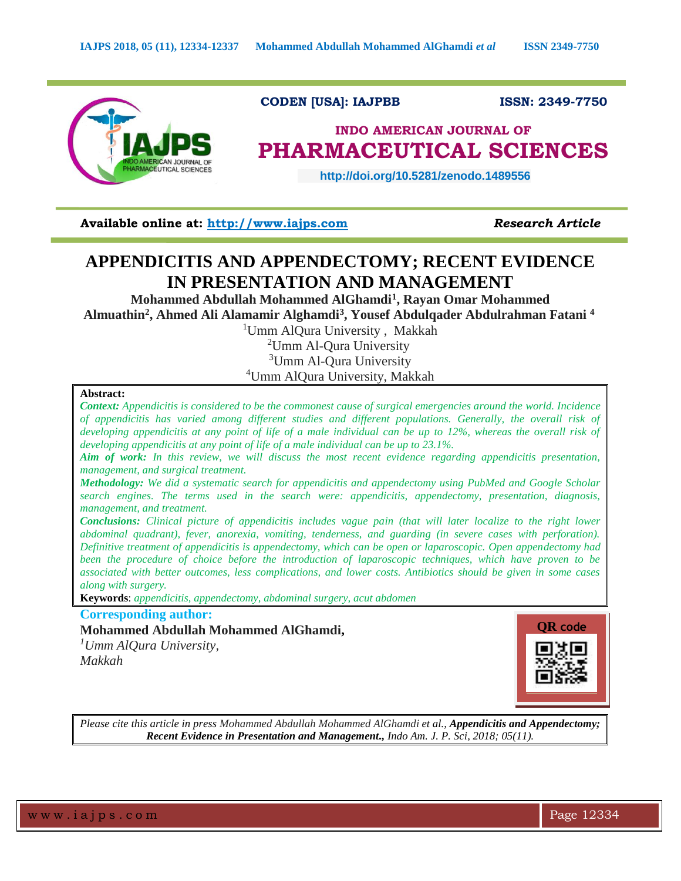CODEN [USA]: IAJPBB ISSN: 2349-7750

## INDO AMERICAN JOURNAL OF PHARMACEUTICAL SCIENCES

http://doi.org/10.5281/zenodo.1489556

**Available online at: http://www.iajps.com** *Research Article*

# APPENDICITIS AND APPENDECTOMY; RECENT EVIDENCE IN PRESENTATION AND MANAGEMENT

**Mohammed Abdullah Mohammed AlGhamdi[1], Rayan Omar Mohammed Almuathin[2], Ahmed Ali Alamamir Alghamdi[3], Yousef Abdulqader Abdulrahman Fatani [4]**

[1]Umm AlQura University , Makkah
[2]Umm Al-Qura University
[3]Umm Al-Qura University
[4]Umm AlQura University, Makkah

**Abstract:**

***Context:*** *Appendicitis is considered to be the commonest cause of surgical emergencies around the world. Incidence of appendicitis has varied among different studies and different populations. Generally, the overall risk of developing appendicitis at any point of life of a male individual can be up to 12%, whereas the overall risk of developing appendicitis at any point of life of a male individual can be up to 23.1%.*

***Aim of work:*** *In this review, we will discuss the most recent evidence regarding appendicitis presentation, management, and surgical treatment.*

***Methodology:*** *We did a systematic search for appendicitis and appendectomy using PubMed and Google Scholar search engines. The terms used in the search were: appendicitis, appendectomy, presentation, diagnosis, management, and treatment.*

***Conclusions:*** *Clinical picture of appendicitis includes vague pain (that will later localize to the right lower abdominal quadrant), fever, anorexia, vomiting, tenderness, and guarding (in severe cases with perforation). Definitive treatment of appendicitis is appendectomy, which can be open or laparoscopic. Open appendectomy had been the procedure of choice before the introduction of laparoscopic techniques, which have proven to be associated with better outcomes, less complications, and lower costs. Antibiotics should be given in some cases along with surgery.*

**Keywords**: *appendicitis, appendectomy, abdominal surgery, acut abdomen*

**Corresponding author:**

**Mohammed Abdullah Mohammed AlGhamdi,**
*[1]Umm AlQura University,*
*Makkah*

QR code

*Please cite this article in press Mohammed Abdullah Mohammed AlGhamdi et al.,* ***Appendicitis and Appendectomy; Recent Evidence in Presentation and Management.,*** *Indo Am. J. P. Sci, 2018; 05(11).*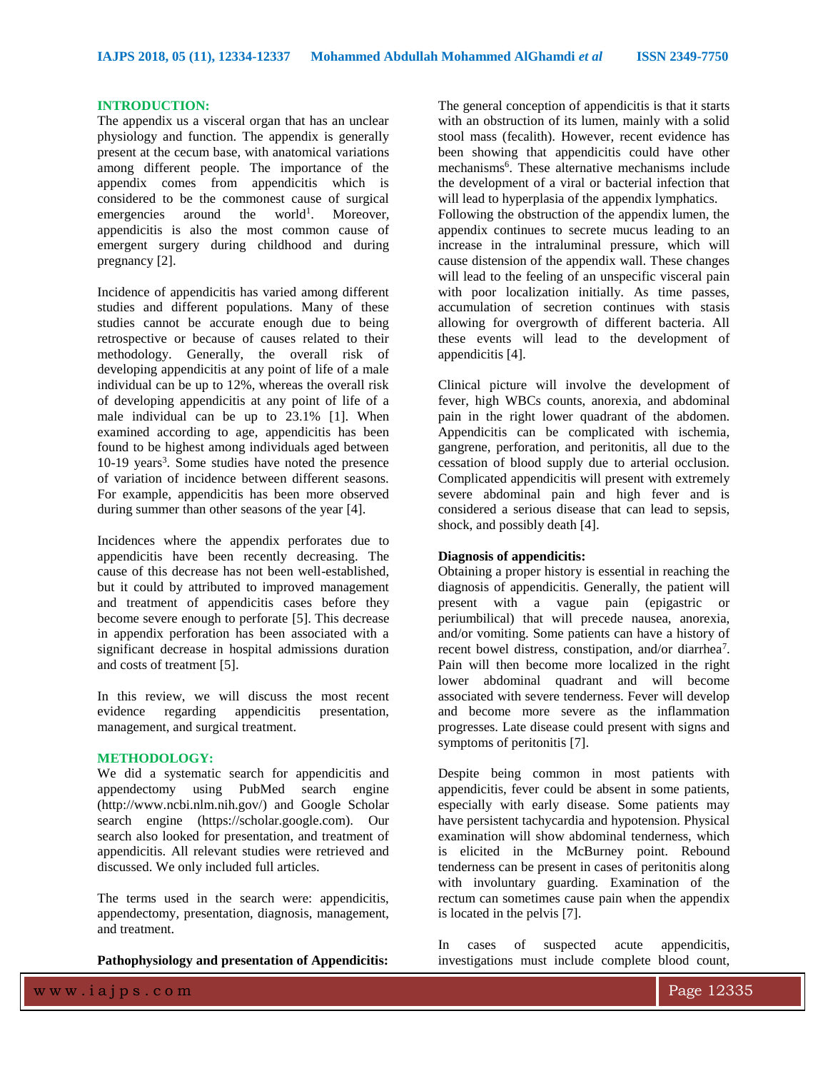## INTRODUCTION:

The appendix us a visceral organ that has an unclear physiology and function. The appendix is generally present at the cecum base, with anatomical variations among different people. The importance of the appendix comes from appendicitis which is considered to be the commonest cause of surgical emergencies around the world[1]. Moreover, appendicitis is also the most common cause of emergent surgery during childhood and during pregnancy [2].

Incidence of appendicitis has varied among different studies and different populations. Many of these studies cannot be accurate enough due to being retrospective or because of causes related to their methodology. Generally, the overall risk of developing appendicitis at any point of life of a male individual can be up to 12%, whereas the overall risk of developing appendicitis at any point of life of a male individual can be up to 23.1% [1]. When examined according to age, appendicitis has been found to be highest among individuals aged between 10-19 years[3]. Some studies have noted the presence of variation of incidence between different seasons. For example, appendicitis has been more observed during summer than other seasons of the year [4].

Incidences where the appendix perforates due to appendicitis have been recently decreasing. The cause of this decrease has not been well-established, but it could by attributed to improved management and treatment of appendicitis cases before they become severe enough to perforate [5]. This decrease in appendix perforation has been associated with a significant decrease in hospital admissions duration and costs of treatment [5].

In this review, we will discuss the most recent evidence regarding appendicitis presentation, management, and surgical treatment.

## METHODOLOGY:

We did a systematic search for appendicitis and appendectomy using PubMed search engine (http://www.ncbi.nlm.nih.gov/) and Google Scholar search engine (https://scholar.google.com). Our search also looked for presentation, and treatment of appendicitis. All relevant studies were retrieved and discussed. We only included full articles.

The terms used in the search were: appendicitis, appendectomy, presentation, diagnosis, management, and treatment.

**Pathophysiology and presentation of Appendicitis:**

The general conception of appendicitis is that it starts with an obstruction of its lumen, mainly with a solid stool mass (fecalith). However, recent evidence has been showing that appendicitis could have other mechanisms[6]. These alternative mechanisms include the development of a viral or bacterial infection that will lead to hyperplasia of the appendix lymphatics.
Following the obstruction of the appendix lumen, the appendix continues to secrete mucus leading to an increase in the intraluminal pressure, which will cause distension of the appendix wall. These changes will lead to the feeling of an unspecific visceral pain with poor localization initially. As time passes, accumulation of secretion continues with stasis allowing for overgrowth of different bacteria. All these events will lead to the development of appendicitis [4].

Clinical picture will involve the development of fever, high WBCs counts, anorexia, and abdominal pain in the right lower quadrant of the abdomen. Appendicitis can be complicated with ischemia, gangrene, perforation, and peritonitis, all due to the cessation of blood supply due to arterial occlusion. Complicated appendicitis will present with extremely severe abdominal pain and high fever and is considered a serious disease that can lead to sepsis, shock, and possibly death [4].

**Diagnosis of appendicitis:**

Obtaining a proper history is essential in reaching the diagnosis of appendicitis. Generally, the patient will present with a vague pain (epigastric or periumbilical) that will precede nausea, anorexia, and/or vomiting. Some patients can have a history of recent bowel distress, constipation, and/or diarrhea[7]. Pain will then become more localized in the right lower abdominal quadrant and will become associated with severe tenderness. Fever will develop and become more severe as the inflammation progresses. Late disease could present with signs and symptoms of peritonitis [7].

Despite being common in most patients with appendicitis, fever could be absent in some patients, especially with early disease. Some patients may have persistent tachycardia and hypotension. Physical examination will show abdominal tenderness, which is elicited in the McBurney point. Rebound tenderness can be present in cases of peritonitis along with involuntary guarding. Examination of the rectum can sometimes cause pain when the appendix is located in the pelvis [7].

In cases of suspected acute appendicitis, investigations must include complete blood count,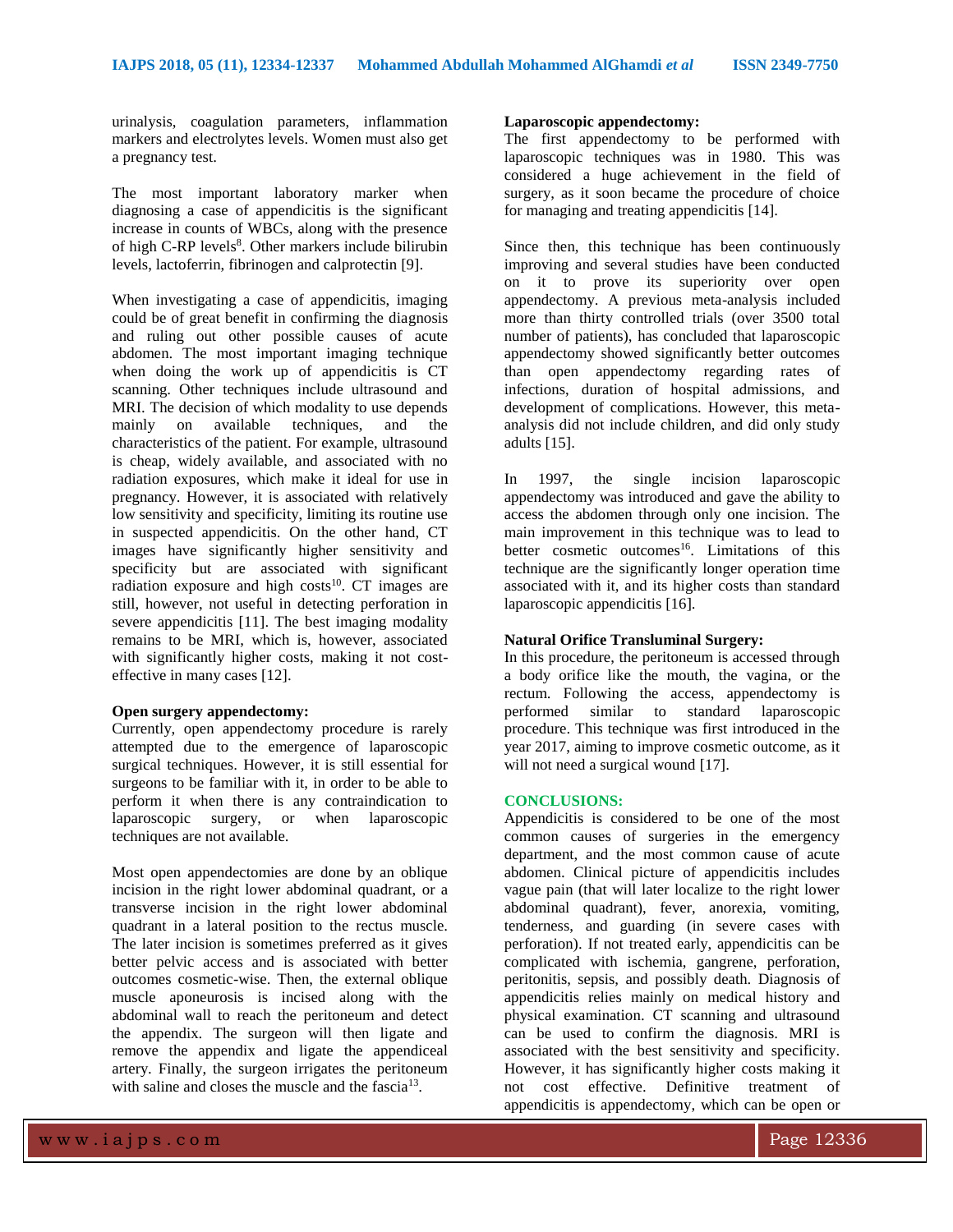urinalysis, coagulation parameters, inflammation markers and electrolytes levels. Women must also get a pregnancy test.

The most important laboratory marker when diagnosing a case of appendicitis is the significant increase in counts of WBCs, along with the presence of high C-RP levels[8]. Other markers include bilirubin levels, lactoferrin, fibrinogen and calprotectin [9].

When investigating a case of appendicitis, imaging could be of great benefit in confirming the diagnosis and ruling out other possible causes of acute abdomen. The most important imaging technique when doing the work up of appendicitis is CT scanning. Other techniques include ultrasound and MRI. The decision of which modality to use depends mainly on available techniques, and the characteristics of the patient. For example, ultrasound is cheap, widely available, and associated with no radiation exposures, which make it ideal for use in pregnancy. However, it is associated with relatively low sensitivity and specificity, limiting its routine use in suspected appendicitis. On the other hand, CT images have significantly higher sensitivity and specificity but are associated with significant radiation exposure and high costs[10]. CT images are still, however, not useful in detecting perforation in severe appendicitis [11]. The best imaging modality remains to be MRI, which is, however, associated with significantly higher costs, making it not cost-effective in many cases [12].

**Open surgery appendectomy:**
Currently, open appendectomy procedure is rarely attempted due to the emergence of laparoscopic surgical techniques. However, it is still essential for surgeons to be familiar with it, in order to be able to perform it when there is any contraindication to laparoscopic surgery, or when laparoscopic techniques are not available.

Most open appendectomies are done by an oblique incision in the right lower abdominal quadrant, or a transverse incision in the right lower abdominal quadrant in a lateral position to the rectus muscle. The later incision is sometimes preferred as it gives better pelvic access and is associated with better outcomes cosmetic-wise. Then, the external oblique muscle aponeurosis is incised along with the abdominal wall to reach the peritoneum and detect the appendix. The surgeon will then ligate and remove the appendix and ligate the appendiceal artery. Finally, the surgeon irrigates the peritoneum with saline and closes the muscle and the fascia[13].

**Laparoscopic appendectomy:**
The first appendectomy to be performed with laparoscopic techniques was in 1980. This was considered a huge achievement in the field of surgery, as it soon became the procedure of choice for managing and treating appendicitis [14].

Since then, this technique has been continuously improving and several studies have been conducted on it to prove its superiority over open appendectomy. A previous meta-analysis included more than thirty controlled trials (over 3500 total number of patients), has concluded that laparoscopic appendectomy showed significantly better outcomes than open appendectomy regarding rates of infections, duration of hospital admissions, and development of complications. However, this meta-analysis did not include children, and did only study adults [15].

In 1997, the single incision laparoscopic appendectomy was introduced and gave the ability to access the abdomen through only one incision. The main improvement in this technique was to lead to better cosmetic outcomes[16]. Limitations of this technique are the significantly longer operation time associated with it, and its higher costs than standard laparoscopic appendicitis [16].

**Natural Orifice Transluminal Surgery:**
In this procedure, the peritoneum is accessed through a body orifice like the mouth, the vagina, or the rectum. Following the access, appendectomy is performed similar to standard laparoscopic procedure. This technique was first introduced in the year 2017, aiming to improve cosmetic outcome, as it will not need a surgical wound [17].

## CONCLUSIONS:

Appendicitis is considered to be one of the most common causes of surgeries in the emergency department, and the most common cause of acute abdomen. Clinical picture of appendicitis includes vague pain (that will later localize to the right lower abdominal quadrant), fever, anorexia, vomiting, tenderness, and guarding (in severe cases with perforation). If not treated early, appendicitis can be complicated with ischemia, gangrene, perforation, peritonitis, sepsis, and possibly death. Diagnosis of appendicitis relies mainly on medical history and physical examination. CT scanning and ultrasound can be used to confirm the diagnosis. MRI is associated with the best sensitivity and specificity. However, it has significantly higher costs making it not cost effective. Definitive treatment of appendicitis is appendectomy, which can be open or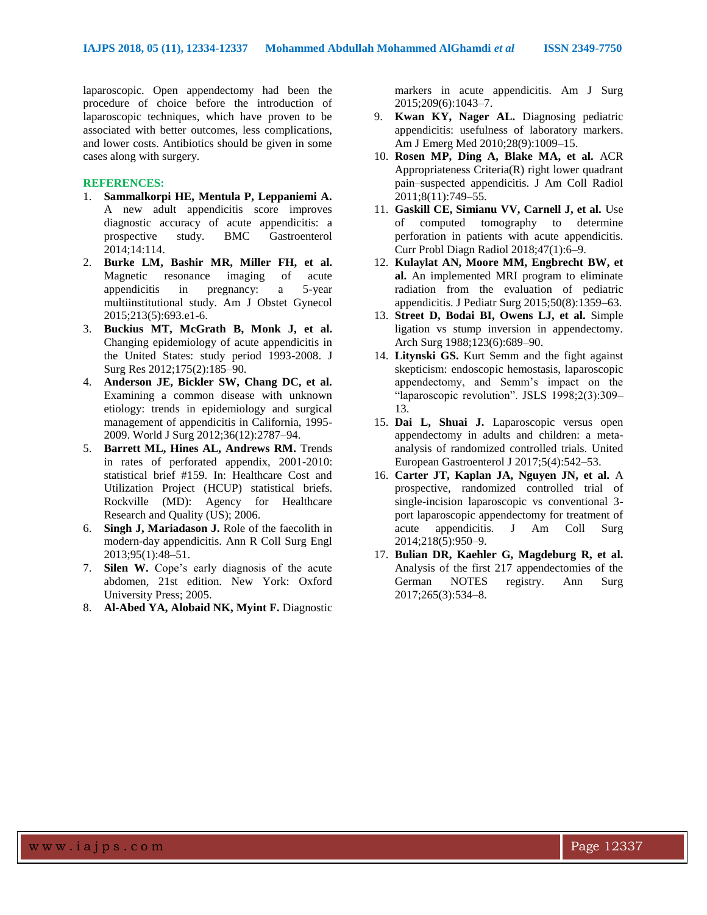laparoscopic. Open appendectomy had been the procedure of choice before the introduction of laparoscopic techniques, which have proven to be associated with better outcomes, less complications, and lower costs. Antibiotics should be given in some cases along with surgery.

## REFERENCES:

1. **Sammalkorpi HE, Mentula P, Leppaniemi A.** A new adult appendicitis score improves diagnostic accuracy of acute appendicitis: a prospective study. BMC Gastroenterol 2014;14:114.
2. **Burke LM, Bashir MR, Miller FH, et al.** Magnetic resonance imaging of acute appendicitis in pregnancy: a 5-year multiinstitutional study. Am J Obstet Gynecol 2015;213(5):693.e1-6.
3. **Buckius MT, McGrath B, Monk J, et al.** Changing epidemiology of acute appendicitis in the United States: study period 1993-2008. J Surg Res 2012;175(2):185–90.
4. **Anderson JE, Bickler SW, Chang DC, et al.** Examining a common disease with unknown etiology: trends in epidemiology and surgical management of appendicitis in California, 1995-2009. World J Surg 2012;36(12):2787–94.
5. **Barrett ML, Hines AL, Andrews RM.** Trends in rates of perforated appendix, 2001-2010: statistical brief #159. In: Healthcare Cost and Utilization Project (HCUP) statistical briefs. Rockville (MD): Agency for Healthcare Research and Quality (US); 2006.
6. **Singh J, Mariadason J.** Role of the faecolith in modern-day appendicitis. Ann R Coll Surg Engl 2013;95(1):48–51.
7. **Silen W.** Cope's early diagnosis of the acute abdomen, 21st edition. New York: Oxford University Press; 2005.
8. **Al-Abed YA, Alobaid NK, Myint F.** Diagnostic markers in acute appendicitis. Am J Surg 2015;209(6):1043–7.
9. **Kwan KY, Nager AL.** Diagnosing pediatric appendicitis: usefulness of laboratory markers. Am J Emerg Med 2010;28(9):1009–15.
10. **Rosen MP, Ding A, Blake MA, et al.** ACR Appropriateness Criteria(R) right lower quadrant pain–suspected appendicitis. J Am Coll Radiol 2011;8(11):749–55.
11. **Gaskill CE, Simianu VV, Carnell J, et al.** Use of computed tomography to determine perforation in patients with acute appendicitis. Curr Probl Diagn Radiol 2018;47(1):6–9.
12. **Kulaylat AN, Moore MM, Engbrecht BW, et al.** An implemented MRI program to eliminate radiation from the evaluation of pediatric appendicitis. J Pediatr Surg 2015;50(8):1359–63.
13. **Street D, Bodai BI, Owens LJ, et al.** Simple ligation vs stump inversion in appendectomy. Arch Surg 1988;123(6):689–90.
14. **Litynski GS.** Kurt Semm and the fight against skepticism: endoscopic hemostasis, laparoscopic appendectomy, and Semm's impact on the "laparoscopic revolution". JSLS 1998;2(3):309–13.
15. **Dai L, Shuai J.** Laparoscopic versus open appendectomy in adults and children: a meta-analysis of randomized controlled trials. United European Gastroenterol J 2017;5(4):542–53.
16. **Carter JT, Kaplan JA, Nguyen JN, et al.** A prospective, randomized controlled trial of single-incision laparoscopic vs conventional 3-port laparoscopic appendectomy for treatment of acute appendicitis. J Am Coll Surg 2014;218(5):950–9.
17. **Bulian DR, Kaehler G, Magdeburg R, et al.** Analysis of the first 217 appendectomies of the German NOTES registry. Ann Surg 2017;265(3):534–8.